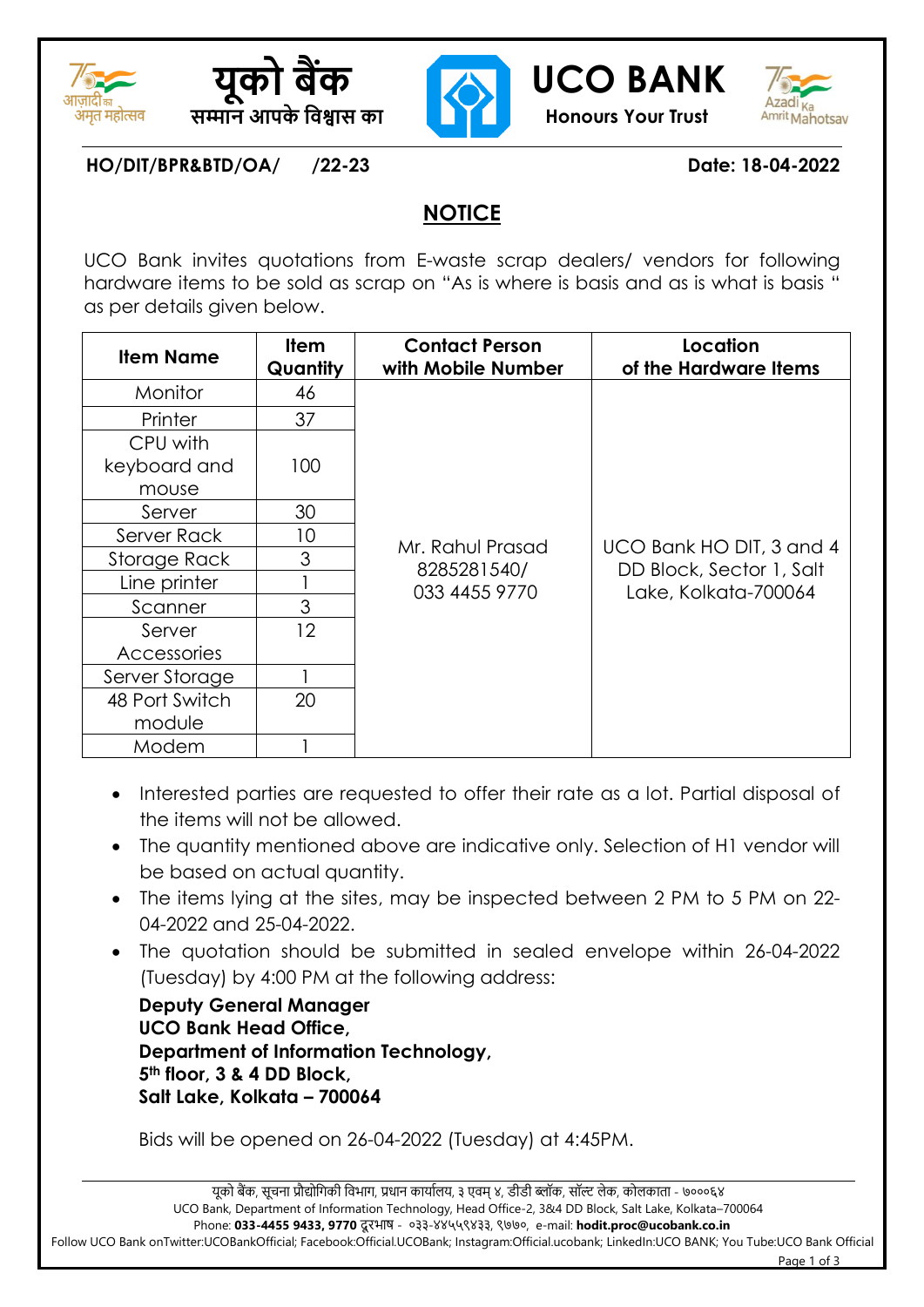# यूको बैंक
**सम्मान आपके विश्वास का**

# UCO BANK
**Honours Your Trust**

**HO/DIT/BPR&BTD/OA/ /22-23** **Date: 18-04-2022**

## NOTICE

UCO Bank invites quotations from E-waste scrap dealers/ vendors for following hardware items to be sold as scrap on "As is where is basis and as is what is basis " as per details given below.

| Item Name | Item Quantity | Contact Person with Mobile Number | Location of the Hardware Items |
|---|---|---|---|
| Monitor | 46 | Mr. Rahul Prasad 8285281540/ 033 4455 9770 | UCO Bank HO DIT, 3 and 4 DD Block, Sector 1, Salt Lake, Kolkata-700064 |
| Printer | 37 | | |
| CPU with keyboard and mouse | 100 | | |
| Server | 30 | | |
| Server Rack | 10 | | |
| Storage Rack | 3 | | |
| Line printer | 1 | | |
| Scanner | 3 | | |
| Server Accessories | 12 | | |
| Server Storage | 1 | | |
| 48 Port Switch module | 20 | | |
| Modem | 1 | | |

- Interested parties are requested to offer their rate as a lot. Partial disposal of the items will not be allowed.
- The quantity mentioned above are indicative only. Selection of H1 vendor will be based on actual quantity.
- The items lying at the sites, may be inspected between 2 PM to 5 PM on 22-04-2022 and 25-04-2022.
- The quotation should be submitted in sealed envelope within 26-04-2022 (Tuesday) by 4:00 PM at the following address:

  **Deputy General Manager**
  **UCO Bank Head Office,**
  **Department of Information Technology,**
  **5th floor, 3 & 4 DD Block,**
  **Salt Lake, Kolkata – 700064**

  Bids will be opened on 26-04-2022 (Tuesday) at 4:45PM.

यूको बैंक, सूचना प्रौद्योगिकी विभाग, प्रधान कार्यालय, ३ एवम् ४, डीडी ब्लॉक, सॉल्ट लेक, कोलकाता - ७०००६४
UCO Bank, Department of Information Technology, Head Office-2, 3&4 DD Block, Salt Lake, Kolkata–700064
Phone: **033-4455 9433, 9770** दूरभाष - ०३३-४४५५९४३३, ९७७०, e-mail: **hodit.proc@ucobank.co.in**
Follow UCO Bank onTwitter:UCOBankOfficial; Facebook:Official.UCOBank; Instagram:Official.ucobank; LinkedIn:UCO BANK; You Tube:UCO Bank Official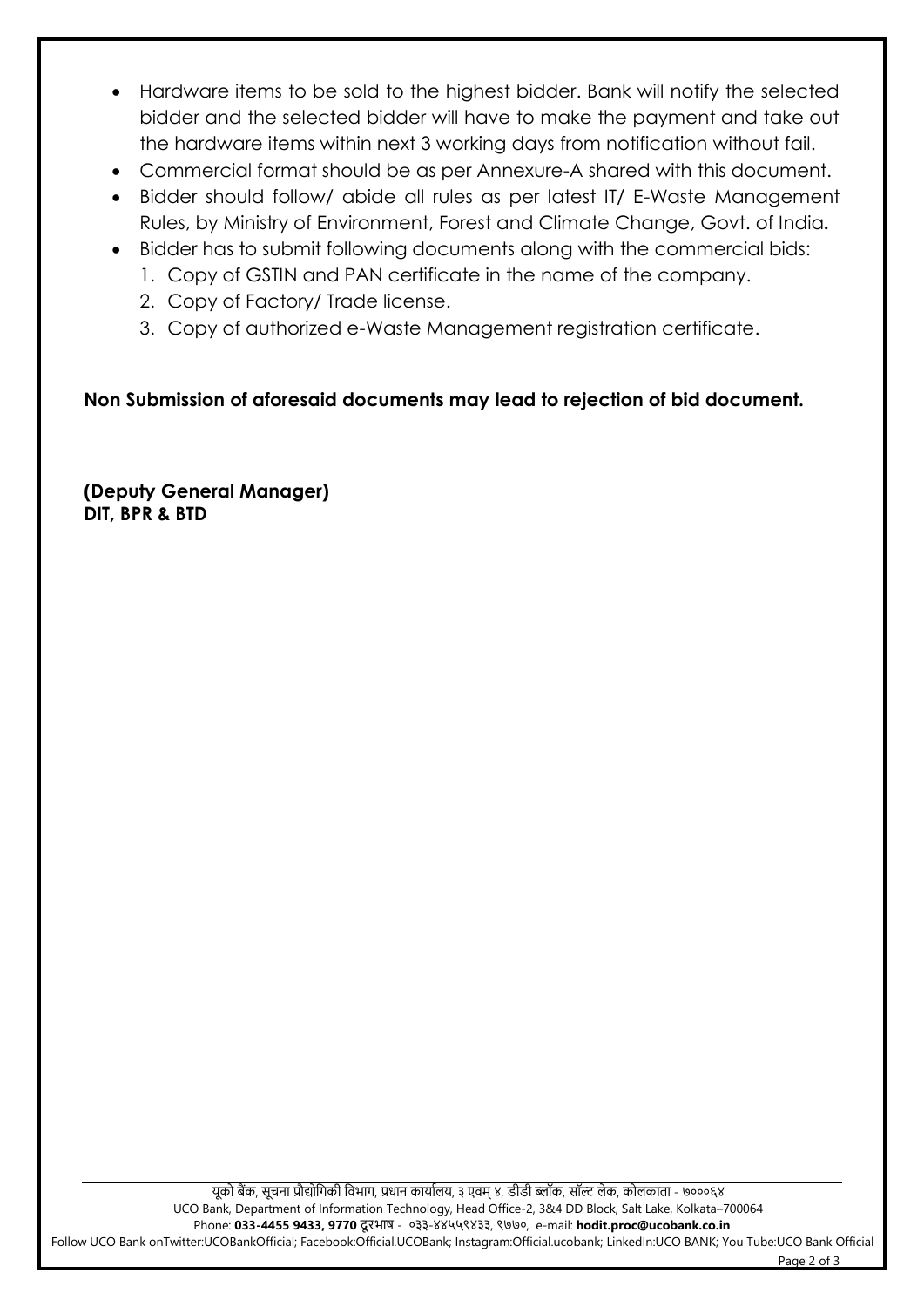- Hardware items to be sold to the highest bidder. Bank will notify the selected bidder and the selected bidder will have to make the payment and take out the hardware items within next 3 working days from notification without fail.
- Commercial format should be as per Annexure-A shared with this document.
- Bidder should follow/ abide all rules as per latest IT/ E-Waste Management Rules, by Ministry of Environment, Forest and Climate Change, Govt. of India**.**
- Bidder has to submit following documents along with the commercial bids:
  1. Copy of GSTIN and PAN certificate in the name of the company.
  2. Copy of Factory/ Trade license.
  3. Copy of authorized e-Waste Management registration certificate.

**Non Submission of aforesaid documents may lead to rejection of bid document.**

**(Deputy General Manager)**
**DIT, BPR & BTD**

यूको बैंक, सूचना प्रौद्योगिकी विभाग, प्रधान कार्यालय, ३ एवम् ४, डीडी ब्लॉक, सॉल्ट लेक, कोलकाता - ७०००६४
UCO Bank, Department of Information Technology, Head Office-2, 3&4 DD Block, Salt Lake, Kolkata–700064
Phone: **033-4455 9433, 9770** दूरभाष - ०३३-४४५५९४३३, ९७७०, e-mail: **hodit.proc@ucobank.co.in**
Follow UCO Bank onTwitter:UCOBankOfficial; Facebook:Official.UCOBank; Instagram:Official.ucobank; LinkedIn:UCO BANK; You Tube:UCO Bank Official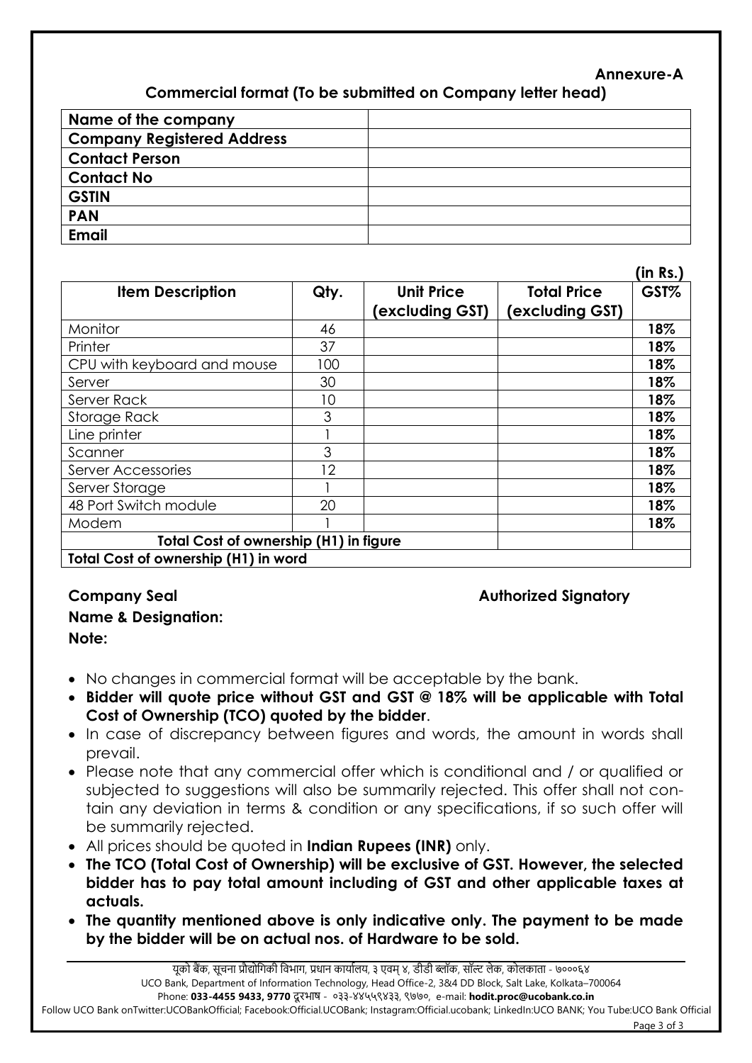**Annexure-A**

## Commercial format (To be submitted on Company letter head)

| | |
|---|---|
| **Name of the company** | |
| **Company Registered Address** | |
| **Contact Person** | |
| **Contact No** | |
| **GSTIN** | |
| **PAN** | |
| **Email** | |

**(in Rs.)**

| Item Description | Qty. | Unit Price (excluding GST) | Total Price (excluding GST) | GST% |
|---|---|---|---|---|
| Monitor | 46 | | | **18%** |
| Printer | 37 | | | **18%** |
| CPU with keyboard and mouse | 100 | | | **18%** |
| Server | 30 | | | **18%** |
| Server Rack | 10 | | | **18%** |
| Storage Rack | 3 | | | **18%** |
| Line printer | 1 | | | **18%** |
| Scanner | 3 | | | **18%** |
| Server Accessories | 12 | | | **18%** |
| Server Storage | 1 | | | **18%** |
| 48 Port Switch module | 20 | | | **18%** |
| Modem | 1 | | | **18%** |
| **Total Cost of ownership (H1) in figure** | | | | |
| **Total Cost of ownership (H1) in word** | | | | |

**Company Seal** **Authorized Signatory**

**Name & Designation:**

**Note:**

- No changes in commercial format will be acceptable by the bank.
- **Bidder will quote price without GST and GST @ 18% will be applicable with Total Cost of Ownership (TCO) quoted by the bidder**.
- In case of discrepancy between figures and words, the amount in words shall prevail.
- Please note that any commercial offer which is conditional and / or qualified or subjected to suggestions will also be summarily rejected. This offer shall not contain any deviation in terms & condition or any specifications, if so such offer will be summarily rejected.
- All prices should be quoted in **Indian Rupees (INR)** only.
- **The TCO (Total Cost of Ownership) will be exclusive of GST. However, the selected bidder has to pay total amount including of GST and other applicable taxes at actuals.**
- **The quantity mentioned above is only indicative only. The payment to be made by the bidder will be on actual nos. of Hardware to be sold.**

यूको बैंक, सूचना प्रौद्योगिकी विभाग, प्रधान कार्यालय, ३ एवम् ४, डीडी ब्लॉक, सॉल्ट लेक, कोलकाता - ७०००६४
UCO Bank, Department of Information Technology, Head Office-2, 3&4 DD Block, Salt Lake, Kolkata–700064
Phone: **033-4455 9433, 9770** दूरभाष - ०३३-४४५५९४३३, ९७७०, e-mail: **hodit.proc@ucobank.co.in**
Follow UCO Bank onTwitter:UCOBankOfficial; Facebook:Official.UCOBank; Instagram:Official.ucobank; LinkedIn:UCO BANK; You Tube:UCO Bank Official